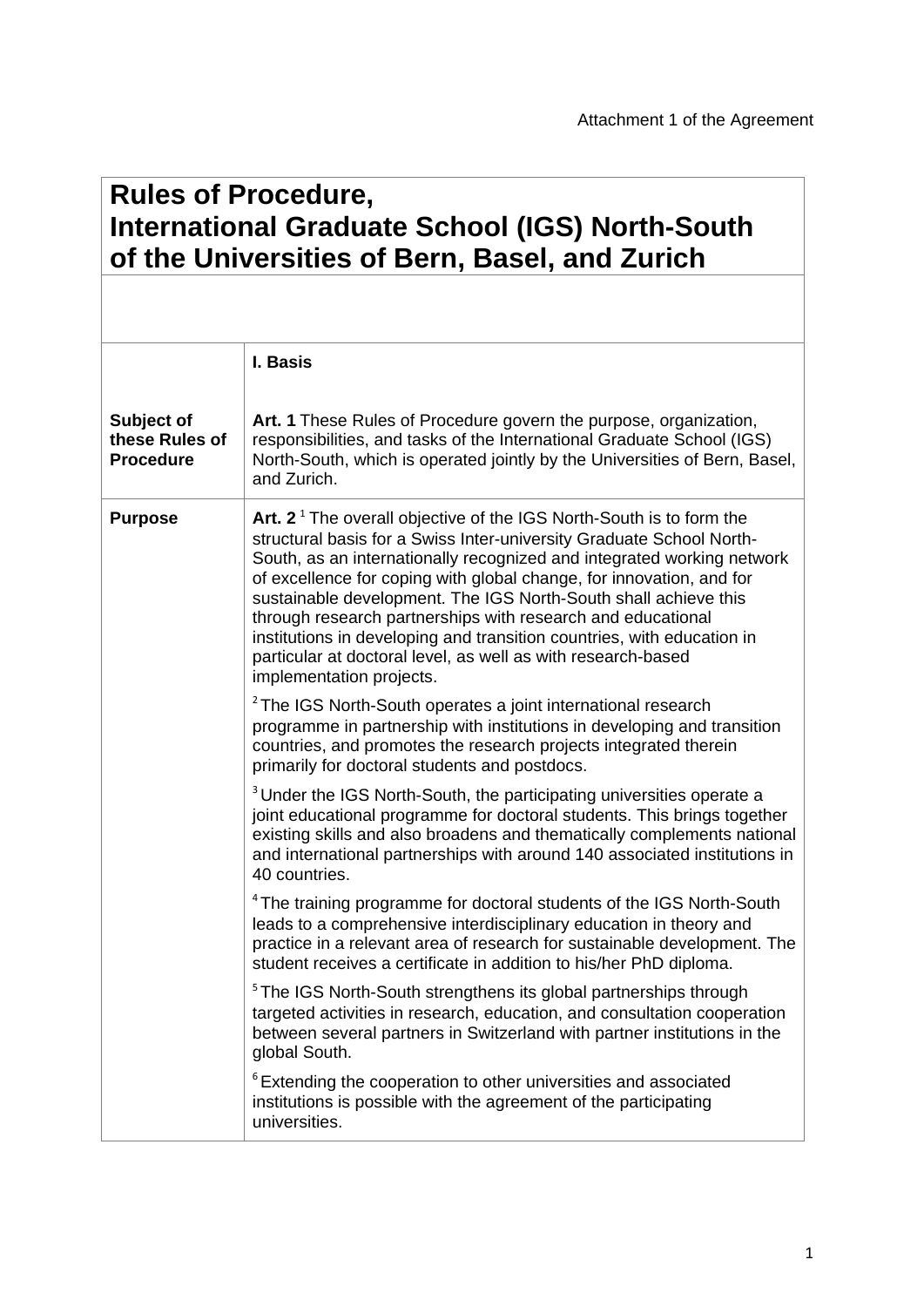Attachment 1 of the Agreement

# Rules of Procedure, International Graduate School (IGS) North-South of the Universities of Bern, Basel, and Zurich

| | |
|---|---|
| | **I. Basis** |
| **Subject of these Rules of Procedure** | **Art. 1** These Rules of Procedure govern the purpose, organization, responsibilities, and tasks of the International Graduate School (IGS) North-South, which is operated jointly by the Universities of Bern, Basel, and Zurich. |
| **Purpose** | **Art. 2** [1] The overall objective of the IGS North-South is to form the structural basis for a Swiss Inter-university Graduate School North-South, as an internationally recognized and integrated working network of excellence for coping with global change, for innovation, and for sustainable development. The IGS North-South shall achieve this through research partnerships with research and educational institutions in developing and transition countries, with education in particular at doctoral level, as well as with research-based implementation projects. |
| | [2] The IGS North-South operates a joint international research programme in partnership with institutions in developing and transition countries, and promotes the research projects integrated therein primarily for doctoral students and postdocs. |
| | [3] Under the IGS North-South, the participating universities operate a joint educational programme for doctoral students. This brings together existing skills and also broadens and thematically complements national and international partnerships with around 140 associated institutions in 40 countries. |
| | [4] The training programme for doctoral students of the IGS North-South leads to a comprehensive interdisciplinary education in theory and practice in a relevant area of research for sustainable development. The student receives a certificate in addition to his/her PhD diploma. |
| | [5] The IGS North-South strengthens its global partnerships through targeted activities in research, education, and consultation cooperation between several partners in Switzerland with partner institutions in the global South. |
| | [6] Extending the cooperation to other universities and associated institutions is possible with the agreement of the participating universities. |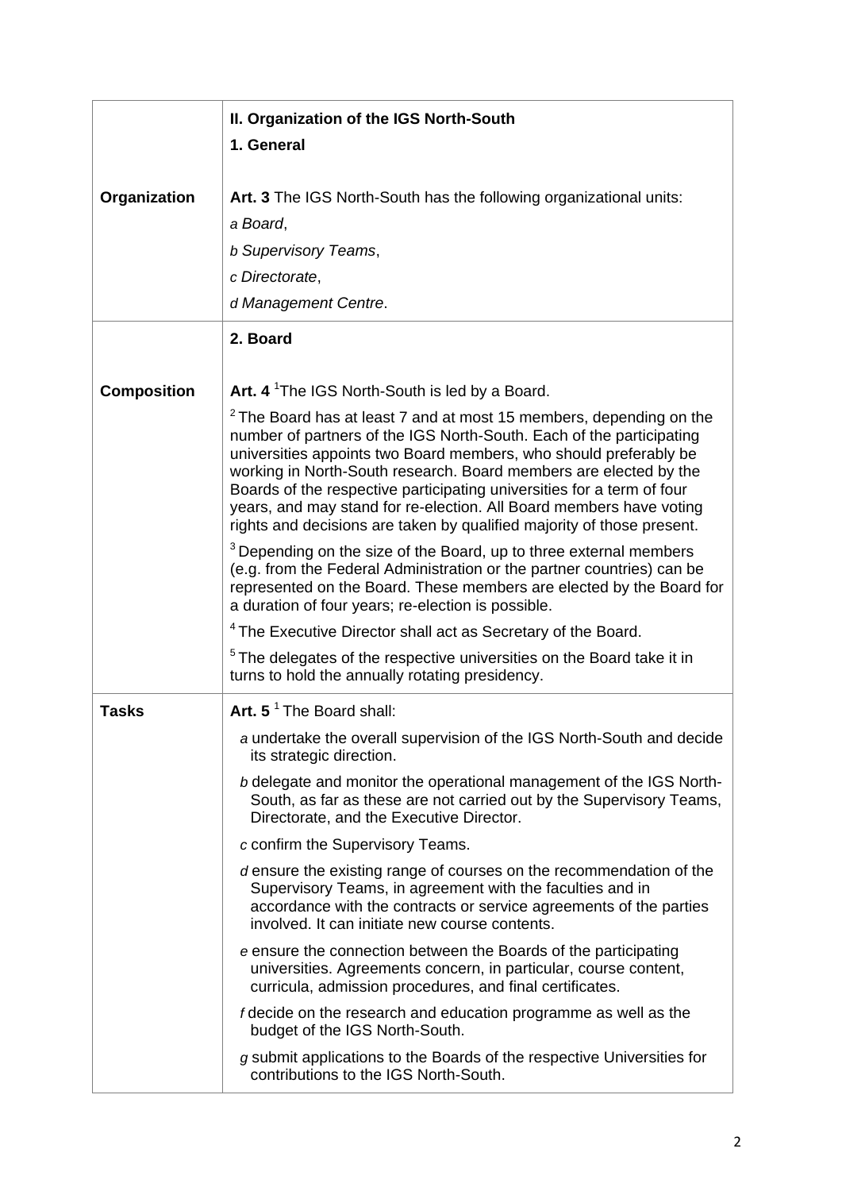## II. Organization of the IGS North-South

### 1. General

**Organization**

**Art. 3** The IGS North-South has the following organizational units:

*a Board*,

*b Supervisory Teams*,

*c Directorate*,

*d Management Centre*.

### 2. Board

**Composition**

**Art. 4** [1]The IGS North-South is led by a Board.

[2] The Board has at least 7 and at most 15 members, depending on the number of partners of the IGS North-South. Each of the participating universities appoints two Board members, who should preferably be working in North-South research. Board members are elected by the Boards of the respective participating universities for a term of four years, and may stand for re-election. All Board members have voting rights and decisions are taken by qualified majority of those present.

[3] Depending on the size of the Board, up to three external members (e.g. from the Federal Administration or the partner countries) can be represented on the Board. These members are elected by the Board for a duration of four years; re-election is possible.

[4] The Executive Director shall act as Secretary of the Board.

[5] The delegates of the respective universities on the Board take it in turns to hold the annually rotating presidency.

**Tasks**

**Art. 5** [1] The Board shall:

*a* undertake the overall supervision of the IGS North-South and decide its strategic direction.

*b* delegate and monitor the operational management of the IGS North-South, as far as these are not carried out by the Supervisory Teams, Directorate, and the Executive Director.

*c* confirm the Supervisory Teams.

*d* ensure the existing range of courses on the recommendation of the Supervisory Teams, in agreement with the faculties and in accordance with the contracts or service agreements of the parties involved. It can initiate new course contents.

*e* ensure the connection between the Boards of the participating universities. Agreements concern, in particular, course content, curricula, admission procedures, and final certificates.

*f* decide on the research and education programme as well as the budget of the IGS North-South.

*g* submit applications to the Boards of the respective Universities for contributions to the IGS North-South.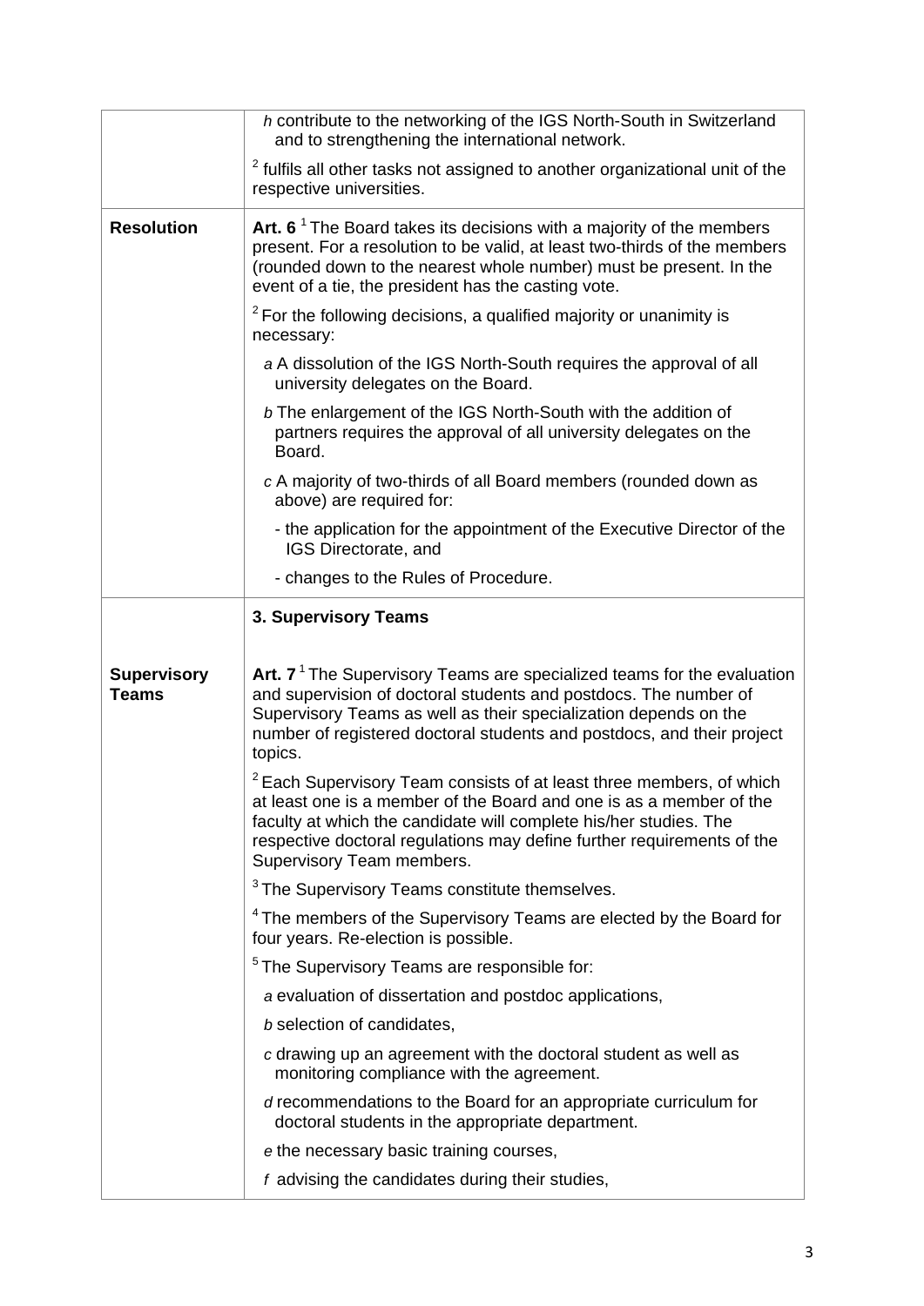| | |
|---|---|
| | *h* contribute to the networking of the IGS North-South in Switzerland and to strengthening the international network. |
| | [2] fulfils all other tasks not assigned to another organizational unit of the respective universities. |
| **Resolution** | **Art. 6** [1] The Board takes its decisions with a majority of the members present. For a resolution to be valid, at least two-thirds of the members (rounded down to the nearest whole number) must be present. In the event of a tie, the president has the casting vote. |
| | [2] For the following decisions, a qualified majority or unanimity is necessary: |
| | *a* A dissolution of the IGS North-South requires the approval of all university delegates on the Board. |
| | *b* The enlargement of the IGS North-South with the addition of partners requires the approval of all university delegates on the Board. |
| | *c* A majority of two-thirds of all Board members (rounded down as above) are required for: |
| | - the application for the appointment of the Executive Director of the IGS Directorate, and |
| | - changes to the Rules of Procedure. |
| | **3. Supervisory Teams** |
| **Supervisory Teams** | **Art. 7** [1] The Supervisory Teams are specialized teams for the evaluation and supervision of doctoral students and postdocs. The number of Supervisory Teams as well as their specialization depends on the number of registered doctoral students and postdocs, and their project topics. |
| | [2] Each Supervisory Team consists of at least three members, of which at least one is a member of the Board and one is as a member of the faculty at which the candidate will complete his/her studies. The respective doctoral regulations may define further requirements of the Supervisory Team members. |
| | [3] The Supervisory Teams constitute themselves. |
| | [4] The members of the Supervisory Teams are elected by the Board for four years. Re-election is possible. |
| | [5] The Supervisory Teams are responsible for: |
| | *a* evaluation of dissertation and postdoc applications, |
| | *b* selection of candidates, |
| | *c* drawing up an agreement with the doctoral student as well as monitoring compliance with the agreement. |
| | *d* recommendations to the Board for an appropriate curriculum for doctoral students in the appropriate department. |
| | *e* the necessary basic training courses, |
| | *f* advising the candidates during their studies, |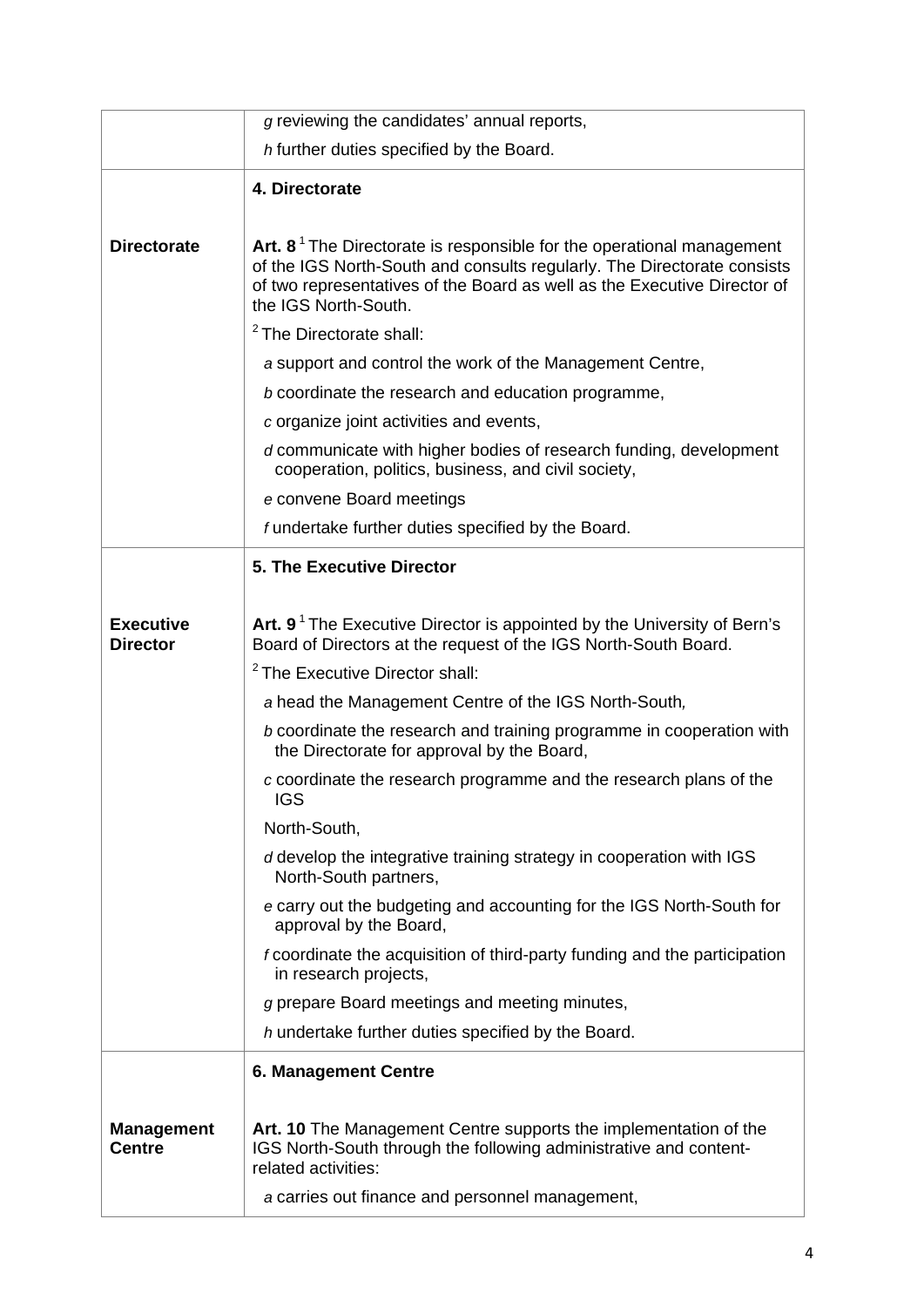| | |
|---|---|
| | *g* reviewing the candidates' annual reports, |
| | *h* further duties specified by the Board. |
| | **4. Directorate** |
| **Directorate** | **Art. 8** [1] The Directorate is responsible for the operational management of the IGS North-South and consults regularly. The Directorate consists of two representatives of the Board as well as the Executive Director of the IGS North-South. |
| | [2] The Directorate shall: |
| | *a* support and control the work of the Management Centre, |
| | *b* coordinate the research and education programme, |
| | *c* organize joint activities and events, |
| | *d* communicate with higher bodies of research funding, development cooperation, politics, business, and civil society, |
| | *e* convene Board meetings |
| | *f* undertake further duties specified by the Board. |
| | **5. The Executive Director** |
| **Executive Director** | **Art. 9** [1] The Executive Director is appointed by the University of Bern's Board of Directors at the request of the IGS North-South Board. |
| | [2] The Executive Director shall: |
| | *a* head the Management Centre of the IGS North-South, |
| | *b* coordinate the research and training programme in cooperation with the Directorate for approval by the Board, |
| | *c* coordinate the research programme and the research plans of the IGS North-South, |
| | *d* develop the integrative training strategy in cooperation with IGS North-South partners, |
| | *e* carry out the budgeting and accounting for the IGS North-South for approval by the Board, |
| | *f* coordinate the acquisition of third-party funding and the participation in research projects, |
| | *g* prepare Board meetings and meeting minutes, |
| | *h* undertake further duties specified by the Board. |
| | **6. Management Centre** |
| **Management Centre** | **Art. 10** The Management Centre supports the implementation of the IGS North-South through the following administrative and content-related activities: |
| | *a* carries out finance and personnel management, |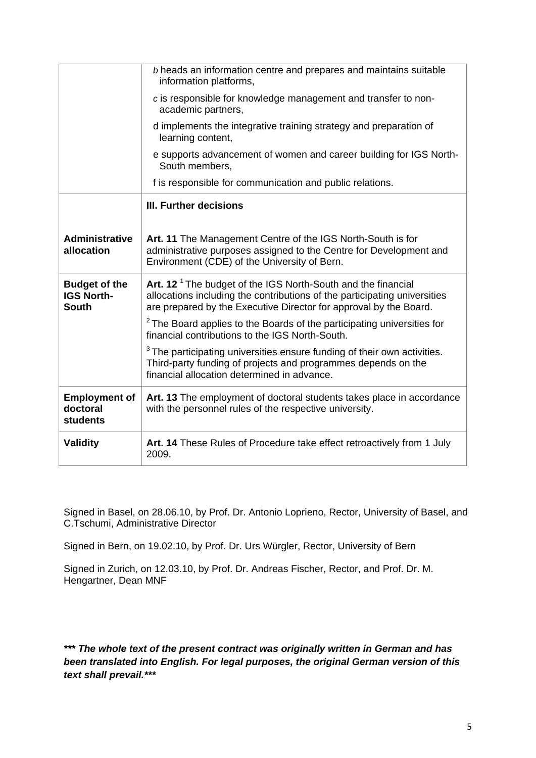| | |
|---|---|
| | *b* heads an information centre and prepares and maintains suitable information platforms,<br>*c* is responsible for knowledge management and transfer to non-academic partners,<br>d implements the integrative training strategy and preparation of learning content,<br>e supports advancement of women and career building for IGS North-South members,<br>f is responsible for communication and public relations. |
| | **III. Further decisions** |
| **Administrative allocation** | **Art. 11** The Management Centre of the IGS North-South is for administrative purposes assigned to the Centre for Development and Environment (CDE) of the University of Bern. |
| **Budget of the IGS North-South** | **Art. 12** [1] The budget of the IGS North-South and the financial allocations including the contributions of the participating universities are prepared by the Executive Director for approval by the Board.<br>[2] The Board applies to the Boards of the participating universities for financial contributions to the IGS North-South.<br>[3] The participating universities ensure funding of their own activities. Third-party funding of projects and programmes depends on the financial allocation determined in advance. |
| **Employment of doctoral students** | **Art. 13** The employment of doctoral students takes place in accordance with the personnel rules of the respective university. |
| **Validity** | **Art. 14** These Rules of Procedure take effect retroactively from 1 July 2009. |

Signed in Basel, on 28.06.10, by Prof. Dr. Antonio Loprieno, Rector, University of Basel, and C.Tschumi, Administrative Director

Signed in Bern, on 19.02.10, by Prof. Dr. Urs Würgler, Rector, University of Bern

Signed in Zurich, on 12.03.10, by Prof. Dr. Andreas Fischer, Rector, and Prof. Dr. M. Hengartner, Dean MNF

***\*\*\* The whole text of the present contract was originally written in German and has been translated into English. For legal purposes, the original German version of this text shall prevail.\*\*\****